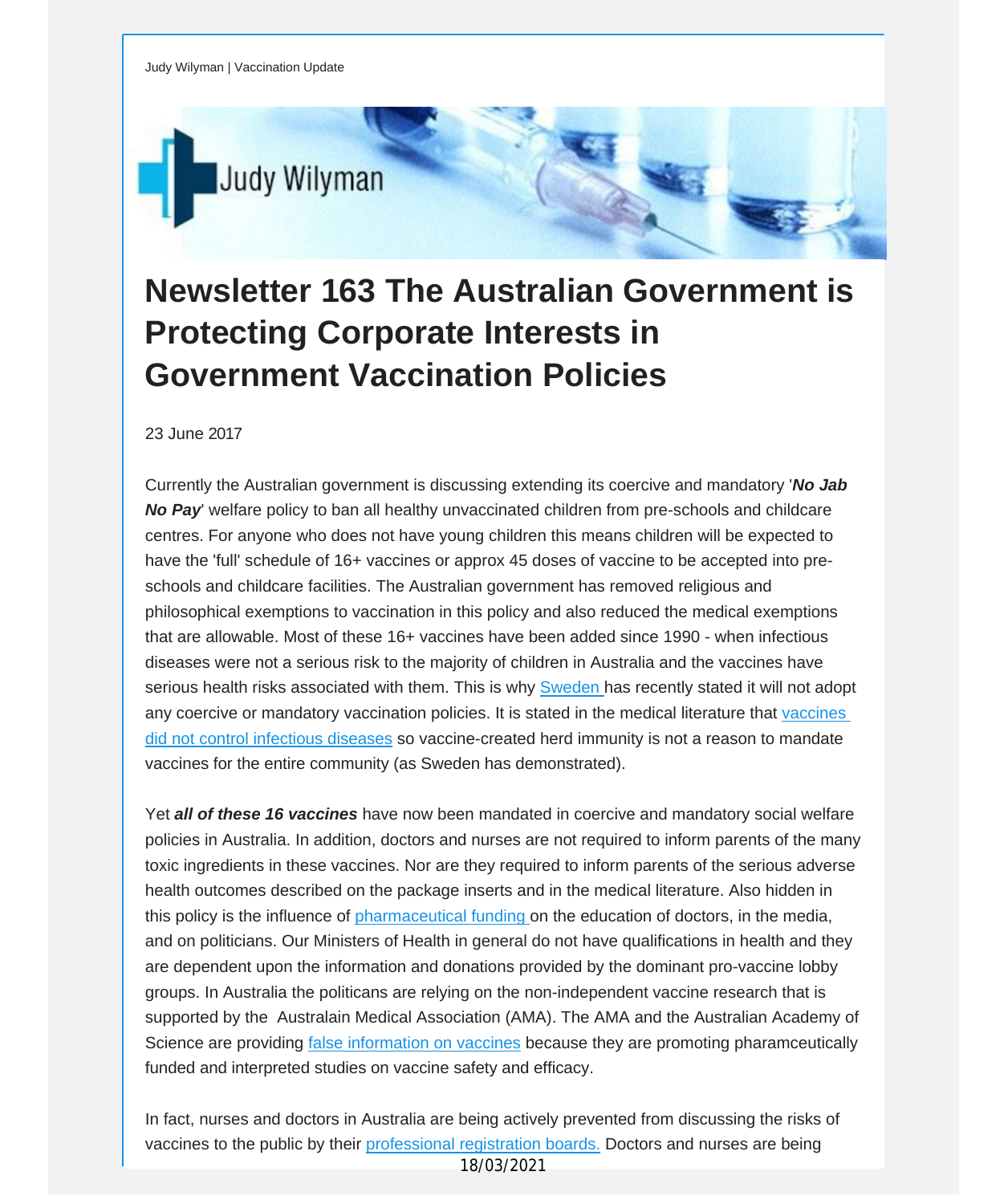Judy Wilyman | Vaccination Update

# Newsletter 163 The Australian Government is Protecting Corporate Interests in Government Vaccination Policies

23 June 2017

Currently the Australian government is discussing extending its coercive and mandatory '***No Jab No Pay***' welfare policy to ban all healthy unvaccinated children from pre-schools and childcare centres. For anyone who does not have young children this means children will be expected to have the 'full' schedule of 16+ vaccines or approx 45 doses of vaccine to be accepted into pre-schools and childcare facilities. The Australian government has removed religious and philosophical exemptions to vaccination in this policy and also reduced the medical exemptions that are allowable. Most of these 16+ vaccines have been added since 1990 - when infectious diseases were not a serious risk to the majority of children in Australia and the vaccines have serious health risks associated with them. This is why [Sweden ]has recently stated it will not adopt any coercive or mandatory vaccination policies. It is stated in the medical literature that [vaccines did not control infectious diseases] so vaccine-created herd immunity is not a reason to mandate vaccines for the entire community (as Sweden has demonstrated).

Yet ***all of these 16 vaccines*** have now been mandated in coercive and mandatory social welfare policies in Australia. In addition, doctors and nurses are not required to inform parents of the many toxic ingredients in these vaccines. Nor are they required to inform parents of the serious adverse health outcomes described on the package inserts and in the medical literature. Also hidden in this policy is the influence of [pharmaceutical funding ]on the education of doctors, in the media, and on politicians. Our Ministers of Health in general do not have qualifications in health and they are dependent upon the information and donations provided by the dominant pro-vaccine lobby groups. In Australia the politicans are relying on the non-independent vaccine research that is supported by the Australain Medical Association (AMA). The AMA and the Australian Academy of Science are providing [false information on vaccines] because they are promoting pharamceutically funded and interpreted studies on vaccine safety and efficacy.

In fact, nurses and doctors in Australia are being actively prevented from discussing the risks of vaccines to the public by their [professional registration boards.] Doctors and nurses are being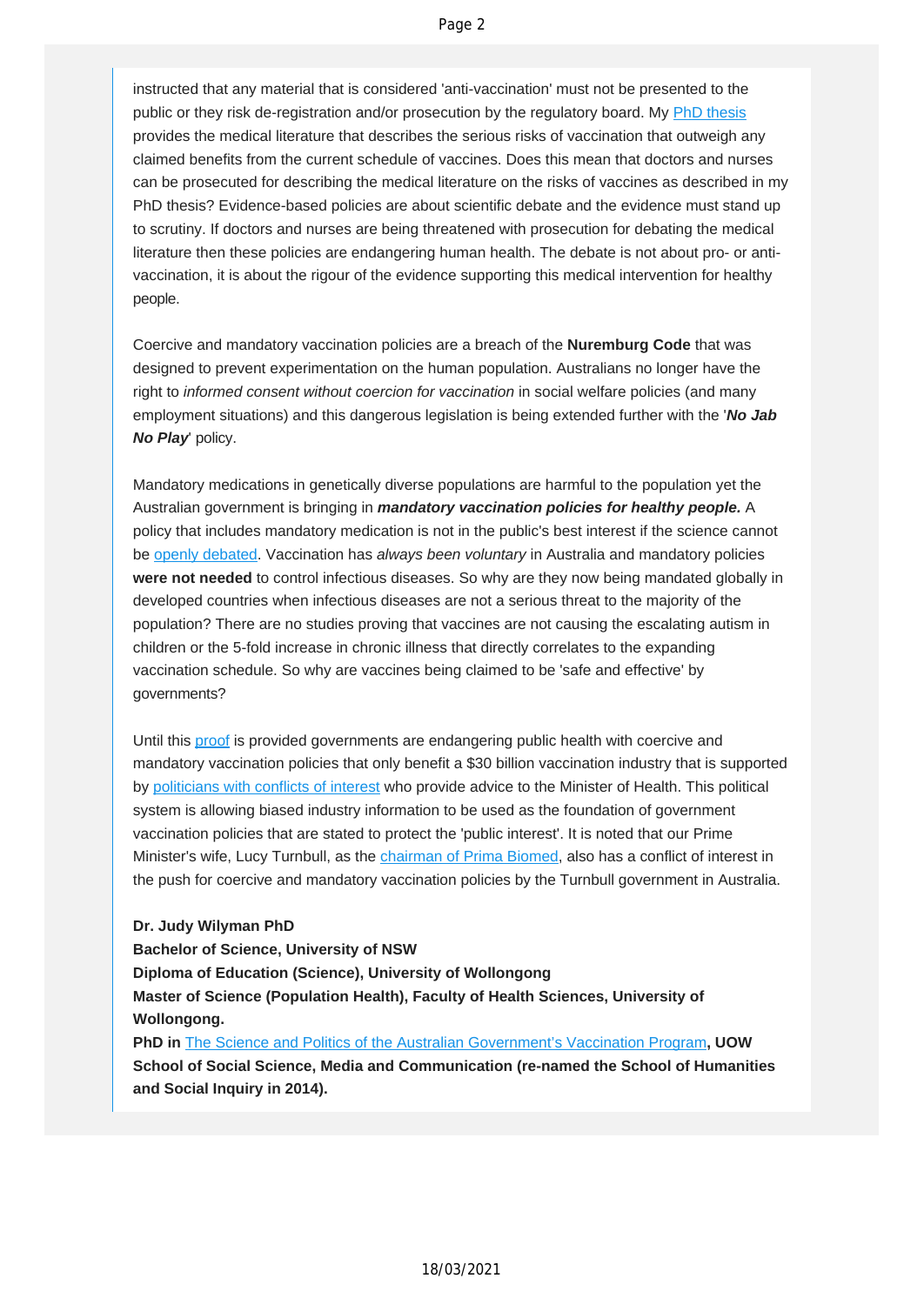instructed that any material that is considered 'anti-vaccination' must not be presented to the public or they risk de-registration and/or prosecution by the regulatory board. My PhD thesis provides the medical literature that describes the serious risks of vaccination that outweigh any claimed benefits from the current schedule of vaccines. Does this mean that doctors and nurses can be prosecuted for describing the medical literature on the risks of vaccines as described in my PhD thesis? Evidence-based policies are about scientific debate and the evidence must stand up to scrutiny. If doctors and nurses are being threatened with prosecution for debating the medical literature then these policies are endangering human health. The debate is not about pro- or anti-vaccination, it is about the rigour of the evidence supporting this medical intervention for healthy people.

Coercive and mandatory vaccination policies are a breach of the **Nuremburg Code** that was designed to prevent experimentation on the human population. Australians no longer have the right to *informed consent without coercion for vaccination* in social welfare policies (and many employment situations) and this dangerous legislation is being extended further with the '***No Jab No Play***' policy.

Mandatory medications in genetically diverse populations are harmful to the population yet the Australian government is bringing in ***mandatory vaccination policies for healthy people.*** A policy that includes mandatory medication is not in the public's best interest if the science cannot be openly debated. Vaccination has *always been voluntary* in Australia and mandatory policies **were not needed** to control infectious diseases. So why are they now being mandated globally in developed countries when infectious diseases are not a serious threat to the majority of the population? There are no studies proving that vaccines are not causing the escalating autism in children or the 5-fold increase in chronic illness that directly correlates to the expanding vaccination schedule. So why are vaccines being claimed to be 'safe and effective' by governments?

Until this proof is provided governments are endangering public health with coercive and mandatory vaccination policies that only benefit a $30 billion vaccination industry that is supported by politicians with conflicts of interest who provide advice to the Minister of Health. This political system is allowing biased industry information to be used as the foundation of government vaccination policies that are stated to protect the 'public interest'. It is noted that our Prime Minister's wife, Lucy Turnbull, as the chairman of Prima Biomed, also has a conflict of interest in the push for coercive and mandatory vaccination policies by the Turnbull government in Australia.

**Dr. Judy Wilyman PhD**
**Bachelor of Science, University of NSW**
**Diploma of Education (Science), University of Wollongong**
**Master of Science (Population Health), Faculty of Health Sciences, University of Wollongong.**
**PhD in** The Science and Politics of the Australian Government's Vaccination Program**, UOW School of Social Science, Media and Communication (re-named the School of Humanities and Social Inquiry in 2014).**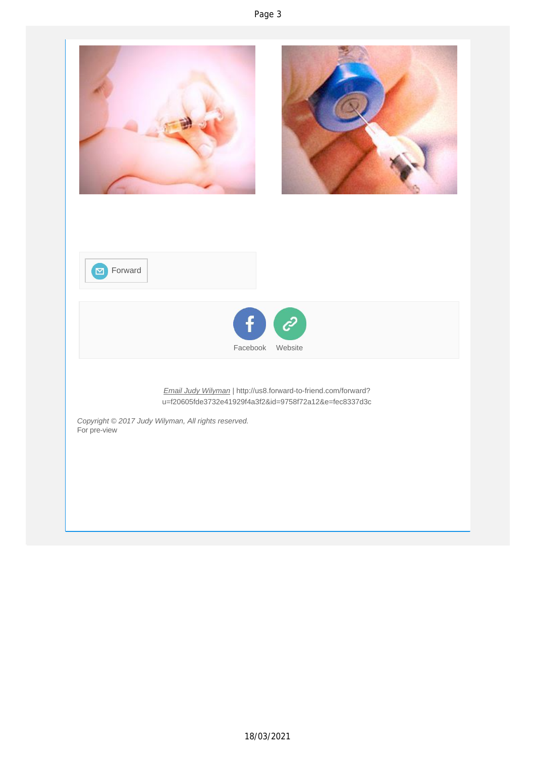Forward

Facebook Website

*Email Judy Wilyman* | http://us8.forward-to-friend.com/forward?u=f20605fde3732e41929f4a3f2&id=9758f72a12&e=fec8337d3c

*Copyright © 2017 Judy Wilyman, All rights reserved.*
For pre-view